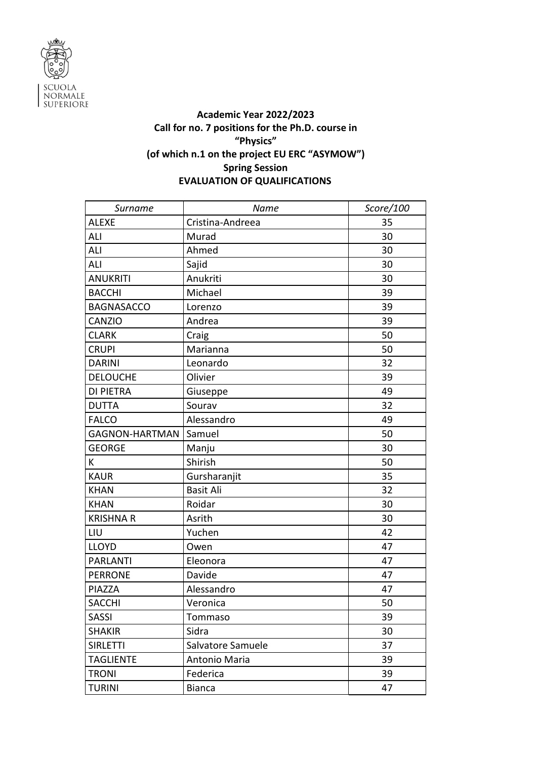SCUOLA NORMALE SUPERIORE

**Academic Year 2022/2023**
**Call for no. 7 positions for the Ph.D. course in**
**"Physics"**
**(of which n.1 on the project EU ERC "ASYMOW")**
**Spring Session**
**EVALUATION OF QUALIFICATIONS**

| *Surname* | *Name* | *Score/100* |
|---|---|---|
| ALEXE | Cristina-Andreea | 35 |
| ALI | Murad | 30 |
| ALI | Ahmed | 30 |
| ALI | Sajid | 30 |
| ANUKRITI | Anukriti | 30 |
| BACCHI | Michael | 39 |
| BAGNASACCO | Lorenzo | 39 |
| CANZIO | Andrea | 39 |
| CLARK | Craig | 50 |
| CRUPI | Marianna | 50 |
| DARINI | Leonardo | 32 |
| DELOUCHE | Olivier | 39 |
| DI PIETRA | Giuseppe | 49 |
| DUTTA | Sourav | 32 |
| FALCO | Alessandro | 49 |
| GAGNON-HARTMAN | Samuel | 50 |
| GEORGE | Manju | 30 |
| K | Shirish | 50 |
| KAUR | Gursharanjit | 35 |
| KHAN | Basit Ali | 32 |
| KHAN | Roidar | 30 |
| KRISHNA R | Asrith | 30 |
| LIU | Yuchen | 42 |
| LLOYD | Owen | 47 |
| PARLANTI | Eleonora | 47 |
| PERRONE | Davide | 47 |
| PIAZZA | Alessandro | 47 |
| SACCHI | Veronica | 50 |
| SASSI | Tommaso | 39 |
| SHAKIR | Sidra | 30 |
| SIRLETTI | Salvatore Samuele | 37 |
| TAGLIENTE | Antonio Maria | 39 |
| TRONI | Federica | 39 |
| TURINI | Bianca | 47 |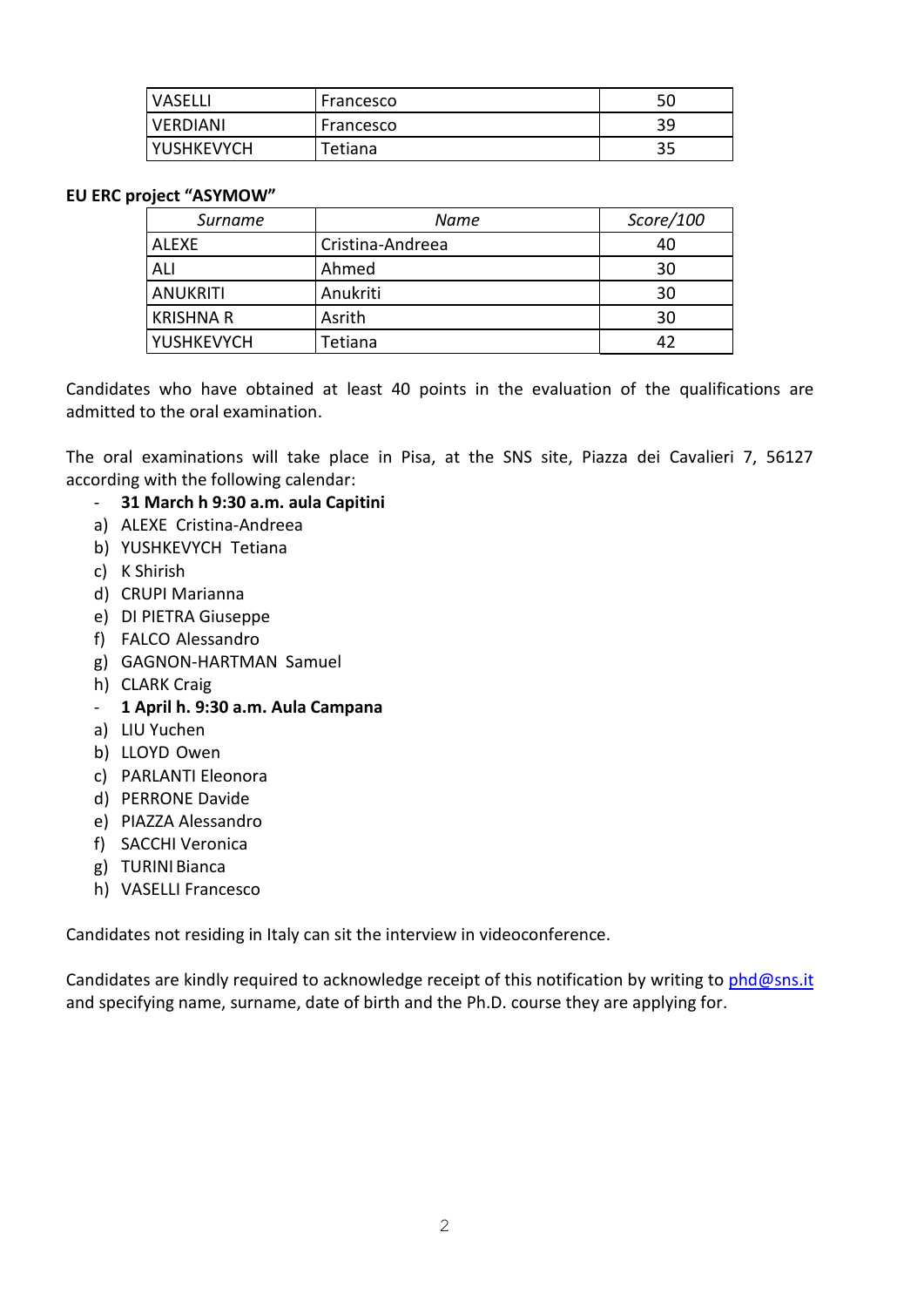| | | |
|---|---|---|
| VASELLI | Francesco | 50 |
| VERDIANI | Francesco | 39 |
| YUSHKEVYCH | Tetiana | 35 |

**EU ERC project "ASYMOW"**

| *Surname* | *Name* | *Score/100* |
|---|---|---|
| ALEXE | Cristina-Andreea | 40 |
| ALI | Ahmed | 30 |
| ANUKRITI | Anukriti | 30 |
| KRISHNA R | Asrith | 30 |
| YUSHKEVYCH | Tetiana | 42 |

Candidates who have obtained at least 40 points in the evaluation of the qualifications are admitted to the oral examination.

The oral examinations will take place in Pisa, at the SNS site, Piazza dei Cavalieri 7, 56127 according with the following calendar:

- **31 March h 9:30 a.m. aula Capitini**

a) ALEXE Cristina-Andreea
b) YUSHKEVYCH Tetiana
c) K Shirish
d) CRUPI Marianna
e) DI PIETRA Giuseppe
f) FALCO Alessandro
g) GAGNON-HARTMAN Samuel
h) CLARK Craig

- **1 April h. 9:30 a.m. Aula Campana**

a) LIU Yuchen
b) LLOYD Owen
c) PARLANTI Eleonora
d) PERRONE Davide
e) PIAZZA Alessandro
f) SACCHI Veronica
g) TURINI Bianca
h) VASELLI Francesco

Candidates not residing in Italy can sit the interview in videoconference.

Candidates are kindly required to acknowledge receipt of this notification by writing to phd@sns.it and specifying name, surname, date of birth and the Ph.D. course they are applying for.